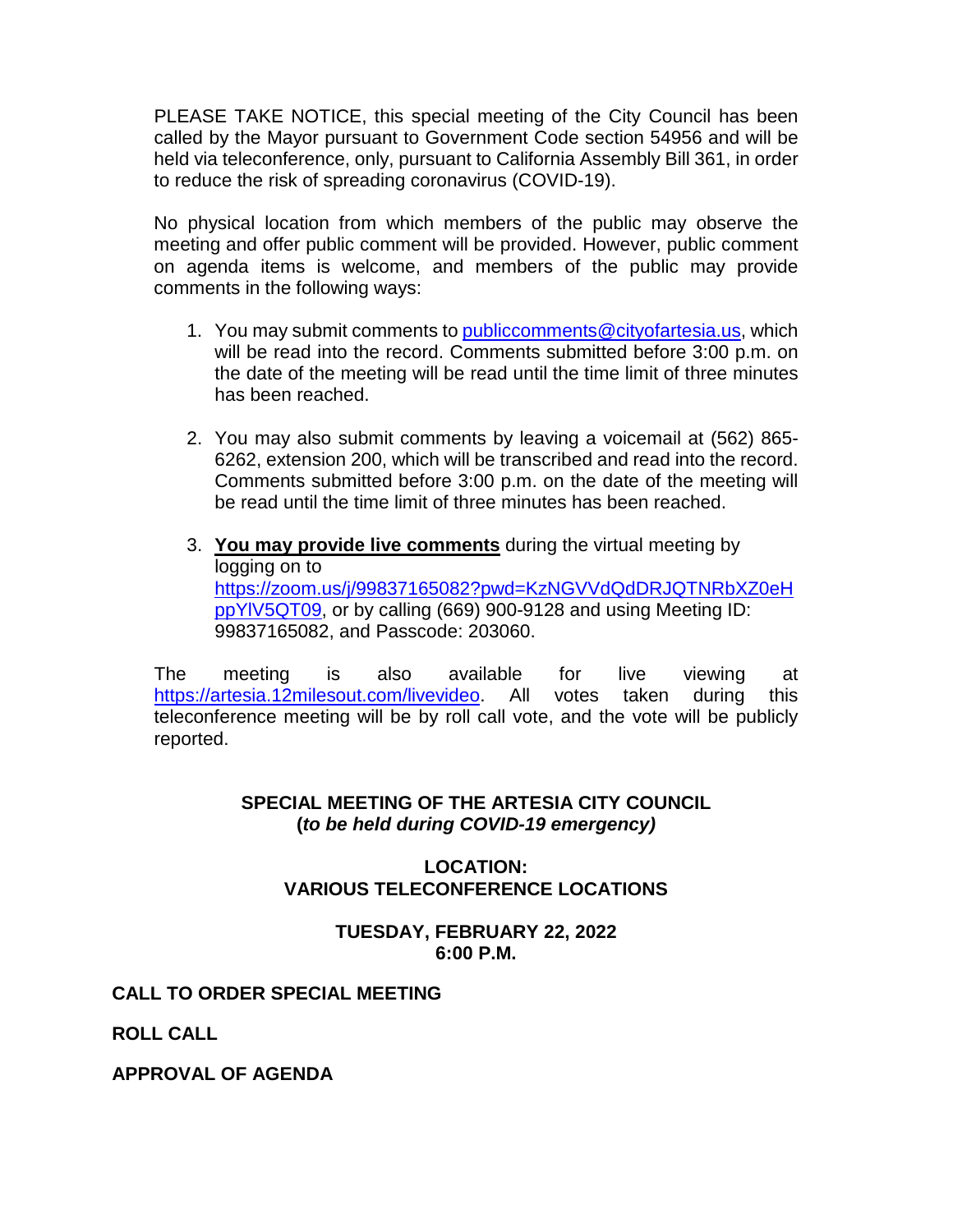PLEASE TAKE NOTICE, this special meeting of the City Council has been called by the Mayor pursuant to Government Code section 54956 and will be held via teleconference, only, pursuant to California Assembly Bill 361, in order to reduce the risk of spreading coronavirus (COVID-19).

No physical location from which members of the public may observe the meeting and offer public comment will be provided. However, public comment on agenda items is welcome, and members of the public may provide comments in the following ways:

1. You may submit comments to publiccomments@cityofartesia.us, which will be read into the record. Comments submitted before 3:00 p.m. on the date of the meeting will be read until the time limit of three minutes has been reached.

2. You may also submit comments by leaving a voicemail at (562) 865-6262, extension 200, which will be transcribed and read into the record. Comments submitted before 3:00 p.m. on the date of the meeting will be read until the time limit of three minutes has been reached.

3. **You may provide live comments** during the virtual meeting by logging on to https://zoom.us/j/99837165082?pwd=KzNGVVdQdDRJQTNRbXZ0eHppYlV5QT09, or by calling (669) 900-9128 and using Meeting ID: 99837165082, and Passcode: 203060.

The meeting is also available for live viewing at https://artesia.12milesout.com/livevideo. All votes taken during this teleconference meeting will be by roll call vote, and the vote will be publicly reported.

**SPECIAL MEETING OF THE ARTESIA CITY COUNCIL**
**(*to be held during COVID-19 emergency)***

**LOCATION:**
**VARIOUS TELECONFERENCE LOCATIONS**

**TUESDAY, FEBRUARY 22, 2022**
**6:00 P.M.**

**CALL TO ORDER SPECIAL MEETING**

**ROLL CALL**

**APPROVAL OF AGENDA**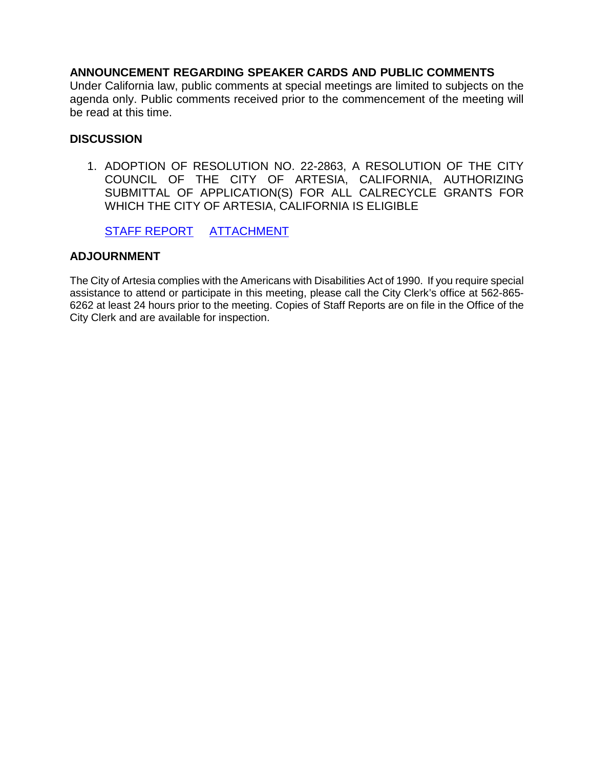## ANNOUNCEMENT REGARDING SPEAKER CARDS AND PUBLIC COMMENTS

Under California law, public comments at special meetings are limited to subjects on the agenda only. Public comments received prior to the commencement of the meeting will be read at this time.

## DISCUSSION

1. ADOPTION OF RESOLUTION NO. 22-2863, A RESOLUTION OF THE CITY COUNCIL OF THE CITY OF ARTESIA, CALIFORNIA, AUTHORIZING SUBMITTAL OF APPLICATION(S) FOR ALL CALRECYCLE GRANTS FOR WHICH THE CITY OF ARTESIA, CALIFORNIA IS ELIGIBLE

   STAFF REPORT     ATTACHMENT

## ADJOURNMENT

The City of Artesia complies with the Americans with Disabilities Act of 1990. If you require special assistance to attend or participate in this meeting, please call the City Clerk's office at 562-865-6262 at least 24 hours prior to the meeting. Copies of Staff Reports are on file in the Office of the City Clerk and are available for inspection.